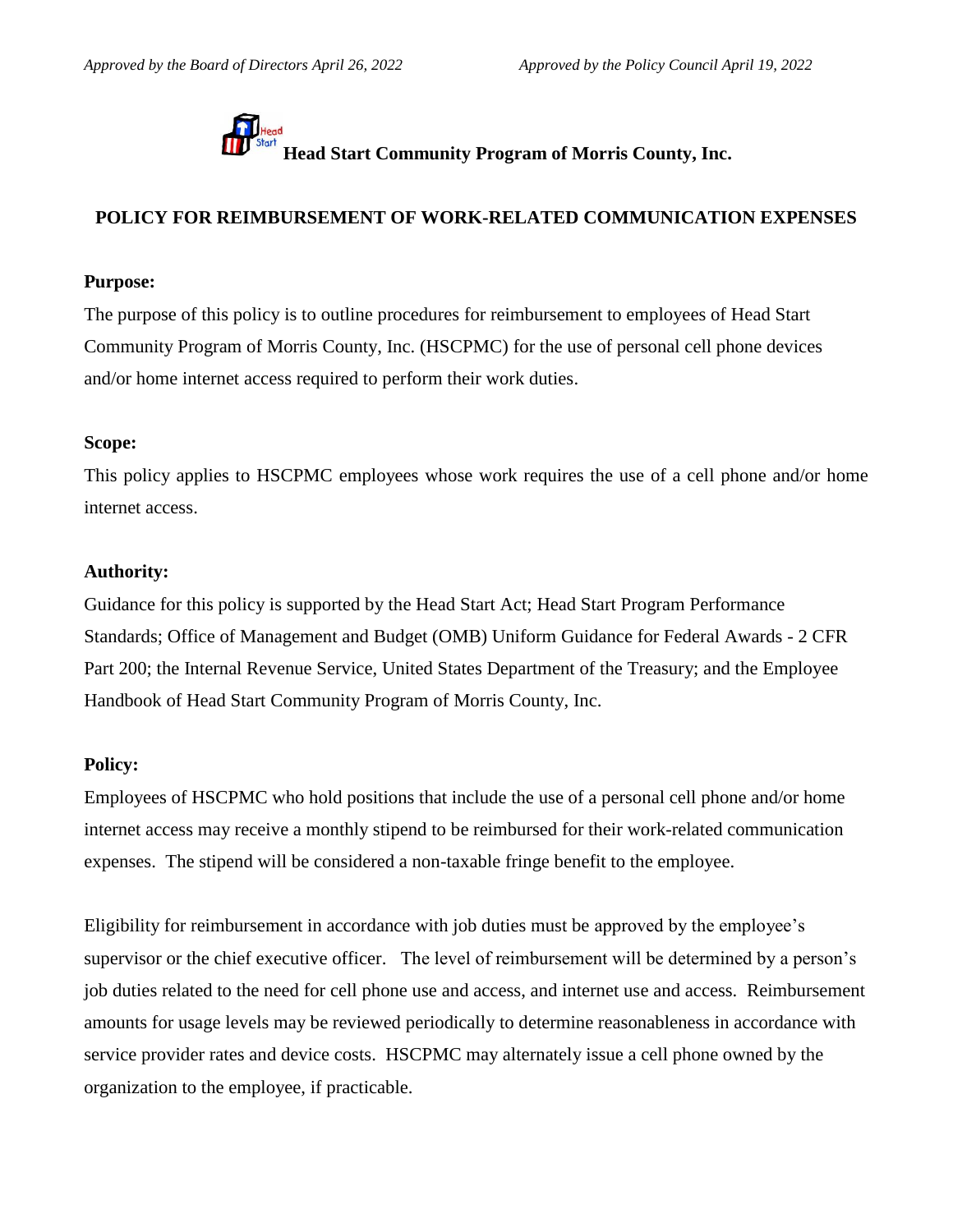*Approved by the Board of Directors April 26, 2022* *Approved by the Policy Council April 19, 2022*

# Head Start Community Program of Morris County, Inc.

## POLICY FOR REIMBURSEMENT OF WORK-RELATED COMMUNICATION EXPENSES

**Purpose:**

The purpose of this policy is to outline procedures for reimbursement to employees of Head Start Community Program of Morris County, Inc. (HSCPMC) for the use of personal cell phone devices and/or home internet access required to perform their work duties.

**Scope:**

This policy applies to HSCPMC employees whose work requires the use of a cell phone and/or home internet access.

**Authority:**

Guidance for this policy is supported by the Head Start Act; Head Start Program Performance Standards; Office of Management and Budget (OMB) Uniform Guidance for Federal Awards - 2 CFR Part 200; the Internal Revenue Service, United States Department of the Treasury; and the Employee Handbook of Head Start Community Program of Morris County, Inc.

**Policy:**

Employees of HSCPMC who hold positions that include the use of a personal cell phone and/or home internet access may receive a monthly stipend to be reimbursed for their work-related communication expenses. The stipend will be considered a non-taxable fringe benefit to the employee.

Eligibility for reimbursement in accordance with job duties must be approved by the employee's supervisor or the chief executive officer. The level of reimbursement will be determined by a person's job duties related to the need for cell phone use and access, and internet use and access. Reimbursement amounts for usage levels may be reviewed periodically to determine reasonableness in accordance with service provider rates and device costs. HSCPMC may alternately issue a cell phone owned by the organization to the employee, if practicable.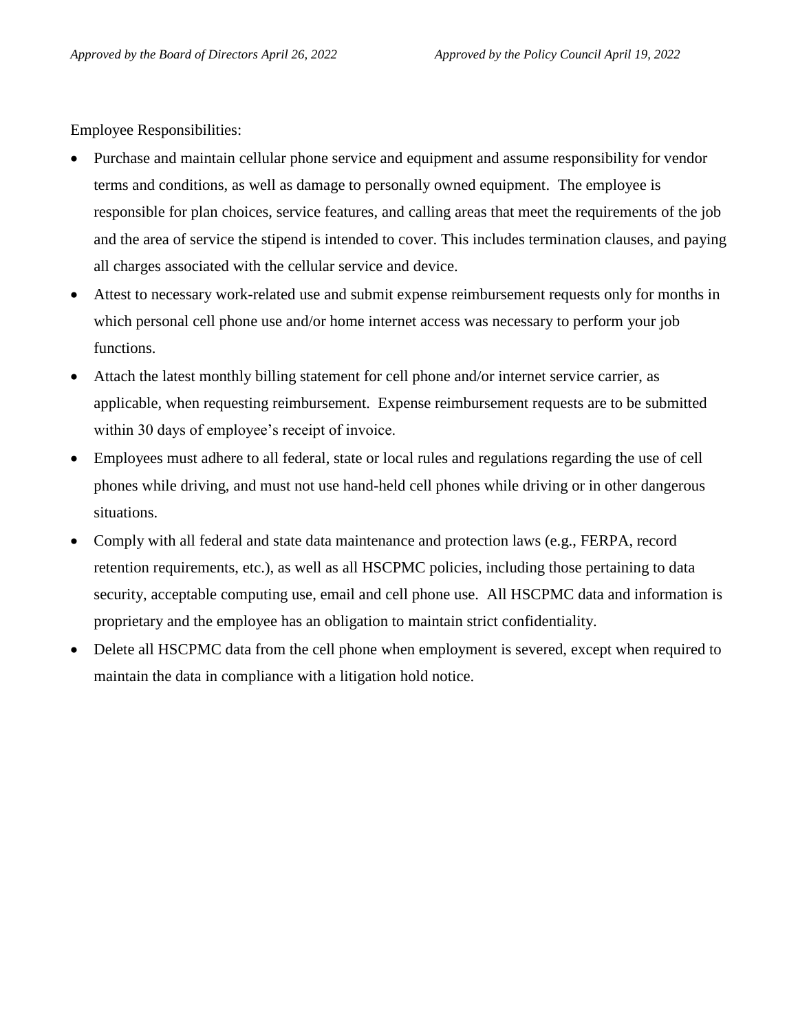Employee Responsibilities:

- Purchase and maintain cellular phone service and equipment and assume responsibility for vendor terms and conditions, as well as damage to personally owned equipment. The employee is responsible for plan choices, service features, and calling areas that meet the requirements of the job and the area of service the stipend is intended to cover. This includes termination clauses, and paying all charges associated with the cellular service and device.
- Attest to necessary work-related use and submit expense reimbursement requests only for months in which personal cell phone use and/or home internet access was necessary to perform your job functions.
- Attach the latest monthly billing statement for cell phone and/or internet service carrier, as applicable, when requesting reimbursement. Expense reimbursement requests are to be submitted within 30 days of employee's receipt of invoice.
- Employees must adhere to all federal, state or local rules and regulations regarding the use of cell phones while driving, and must not use hand-held cell phones while driving or in other dangerous situations.
- Comply with all federal and state data maintenance and protection laws (e.g., FERPA, record retention requirements, etc.), as well as all HSCPMC policies, including those pertaining to data security, acceptable computing use, email and cell phone use. All HSCPMC data and information is proprietary and the employee has an obligation to maintain strict confidentiality.
- Delete all HSCPMC data from the cell phone when employment is severed, except when required to maintain the data in compliance with a litigation hold notice.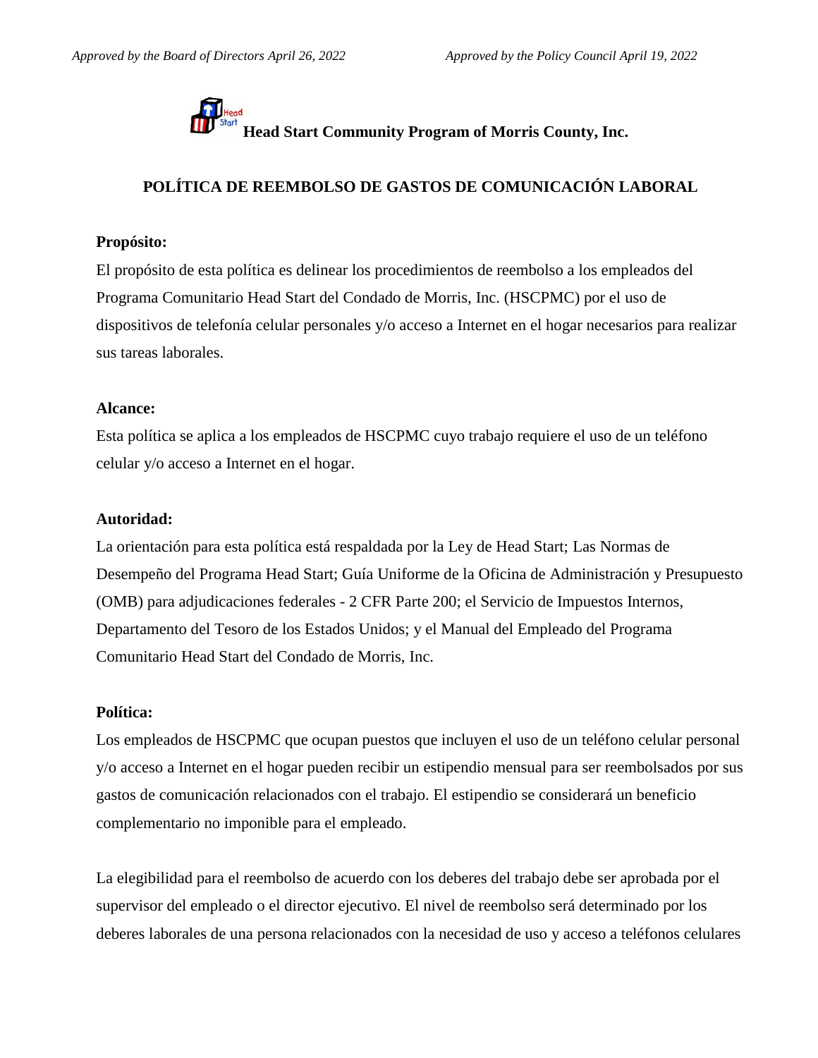**Head Start Community Program of Morris County, Inc.**

## POLÍTICA DE REEMBOLSO DE GASTOS DE COMUNICACIÓN LABORAL

**Propósito:**

El propósito de esta política es delinear los procedimientos de reembolso a los empleados del Programa Comunitario Head Start del Condado de Morris, Inc. (HSCPMC) por el uso de dispositivos de telefonía celular personales y/o acceso a Internet en el hogar necesarios para realizar sus tareas laborales.

**Alcance:**

Esta política se aplica a los empleados de HSCPMC cuyo trabajo requiere el uso de un teléfono celular y/o acceso a Internet en el hogar.

**Autoridad:**

La orientación para esta política está respaldada por la Ley de Head Start; Las Normas de Desempeño del Programa Head Start; Guía Uniforme de la Oficina de Administración y Presupuesto (OMB) para adjudicaciones federales - 2 CFR Parte 200; el Servicio de Impuestos Internos, Departamento del Tesoro de los Estados Unidos; y el Manual del Empleado del Programa Comunitario Head Start del Condado de Morris, Inc.

**Política:**

Los empleados de HSCPMC que ocupan puestos que incluyen el uso de un teléfono celular personal y/o acceso a Internet en el hogar pueden recibir un estipendio mensual para ser reembolsados por sus gastos de comunicación relacionados con el trabajo. El estipendio se considerará un beneficio complementario no imponible para el empleado.

La elegibilidad para el reembolso de acuerdo con los deberes del trabajo debe ser aprobada por el supervisor del empleado o el director ejecutivo. El nivel de reembolso será determinado por los deberes laborales de una persona relacionados con la necesidad de uso y acceso a teléfonos celulares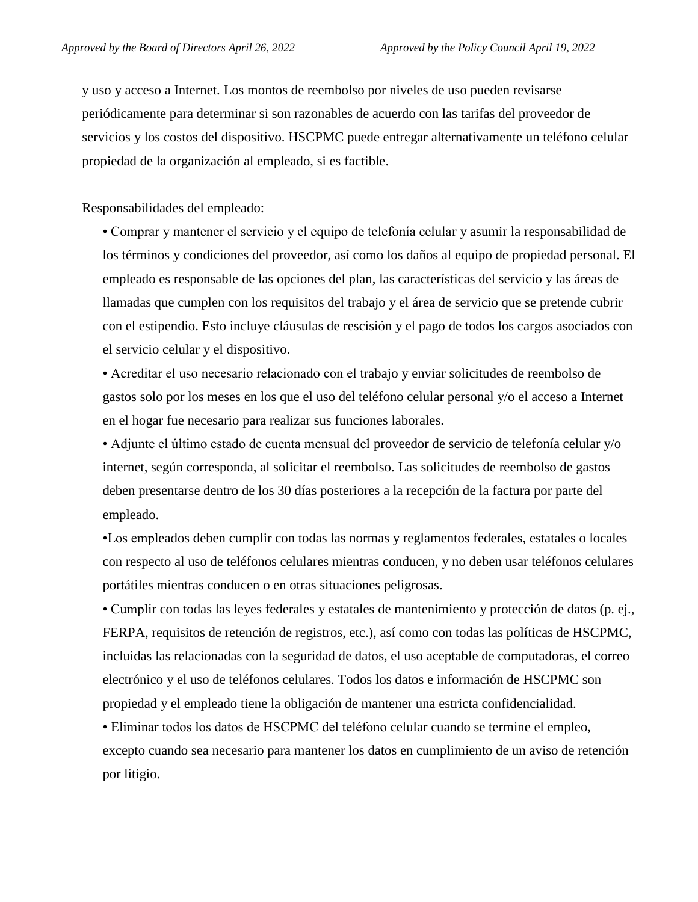y uso y acceso a Internet. Los montos de reembolso por niveles de uso pueden revisarse periódicamente para determinar si son razonables de acuerdo con las tarifas del proveedor de servicios y los costos del dispositivo. HSCPMC puede entregar alternativamente un teléfono celular propiedad de la organización al empleado, si es factible.

Responsabilidades del empleado:

- Comprar y mantener el servicio y el equipo de telefonía celular y asumir la responsabilidad de los términos y condiciones del proveedor, así como los daños al equipo de propiedad personal. El empleado es responsable de las opciones del plan, las características del servicio y las áreas de llamadas que cumplen con los requisitos del trabajo y el área de servicio que se pretende cubrir con el estipendio. Esto incluye cláusulas de rescisión y el pago de todos los cargos asociados con el servicio celular y el dispositivo.
- Acreditar el uso necesario relacionado con el trabajo y enviar solicitudes de reembolso de gastos solo por los meses en los que el uso del teléfono celular personal y/o el acceso a Internet en el hogar fue necesario para realizar sus funciones laborales.
- Adjunte el último estado de cuenta mensual del proveedor de servicio de telefonía celular y/o internet, según corresponda, al solicitar el reembolso. Las solicitudes de reembolso de gastos deben presentarse dentro de los 30 días posteriores a la recepción de la factura por parte del empleado.
- Los empleados deben cumplir con todas las normas y reglamentos federales, estatales o locales con respecto al uso de teléfonos celulares mientras conducen, y no deben usar teléfonos celulares portátiles mientras conducen o en otras situaciones peligrosas.
- Cumplir con todas las leyes federales y estatales de mantenimiento y protección de datos (p. ej., FERPA, requisitos de retención de registros, etc.), así como con todas las políticas de HSCPMC, incluidas las relacionadas con la seguridad de datos, el uso aceptable de computadoras, el correo electrónico y el uso de teléfonos celulares. Todos los datos e información de HSCPMC son propiedad y el empleado tiene la obligación de mantener una estricta confidencialidad.
- Eliminar todos los datos de HSCPMC del teléfono celular cuando se termine el empleo, excepto cuando sea necesario para mantener los datos en cumplimiento de un aviso de retención por litigio.